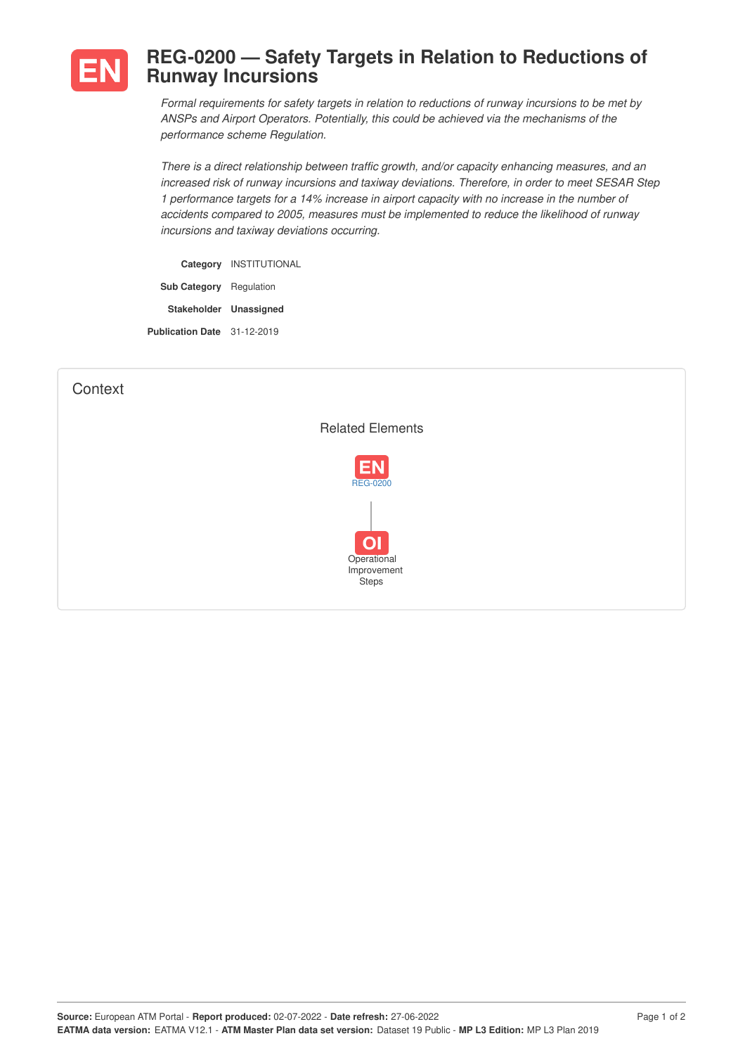# EN REG-0200 — Safety Targets in Relation to Reductions of Runway Incursions

*Formal requirements for safety targets in relation to reductions of runway incursions to be met by ANSPs and Airport Operators. Potentially, this could be achieved via the mechanisms of the performance scheme Regulation.*

*There is a direct relationship between traffic growth, and/or capacity enhancing measures, and an increased risk of runway incursions and taxiway deviations. Therefore, in order to meet SESAR Step 1 performance targets for a 14% increase in airport capacity with no increase in the number of accidents compared to 2005, measures must be implemented to reduce the likelihood of runway incursions and taxiway deviations occurring.*

| | |
|---|---|
| **Category** | INSTITUTIONAL |
| **Sub Category** | Regulation |
| **Stakeholder** | **Unassigned** |
| **Publication Date** | 31-12-2019 |

## Context

### Related Elements

EN REG-0200

OI Operational Improvement Steps

**Source:** European ATM Portal - **Report produced:** 02-07-2022 - **Date refresh:** 27-06-2022
**EATMA data version:** EATMA V12.1 - **ATM Master Plan data set version:** Dataset 19 Public - **MP L3 Edition:** MP L3 Plan 2019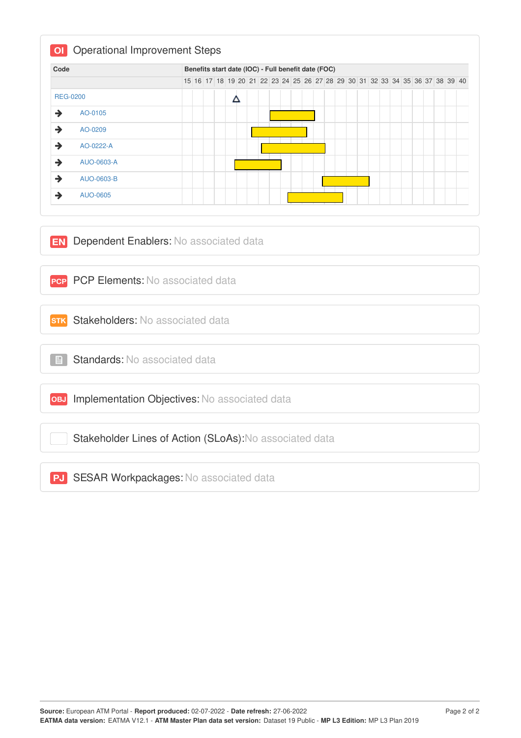## OI Operational Improvement Steps

Code

Benefits start date (IOC) - Full benefit date (FOC)

15 16 17 18 19 20 21 22 23 24 25 26 27 28 29 30 31 32 33 34 35 36 37 38 39 40

REG-0200

AO-0105

AO-0209

AO-0222-A

AUO-0603-A

AUO-0603-B

AUO-0605

## EN Dependent Enablers: No associated data

## PCP PCP Elements: No associated data

## STK Stakeholders: No associated data

## Standards: No associated data

## OBJ Implementation Objectives: No associated data

## Stakeholder Lines of Action (SLoAs):No associated data

## PJ SESAR Workpackages: No associated data

**Source:** European ATM Portal - **Report produced:** 02-07-2022 - **Date refresh:** 27-06-2022
**EATMA data version:** EATMA V12.1 - **ATM Master Plan data set version:** Dataset 19 Public - **MP L3 Edition:** MP L3 Plan 2019